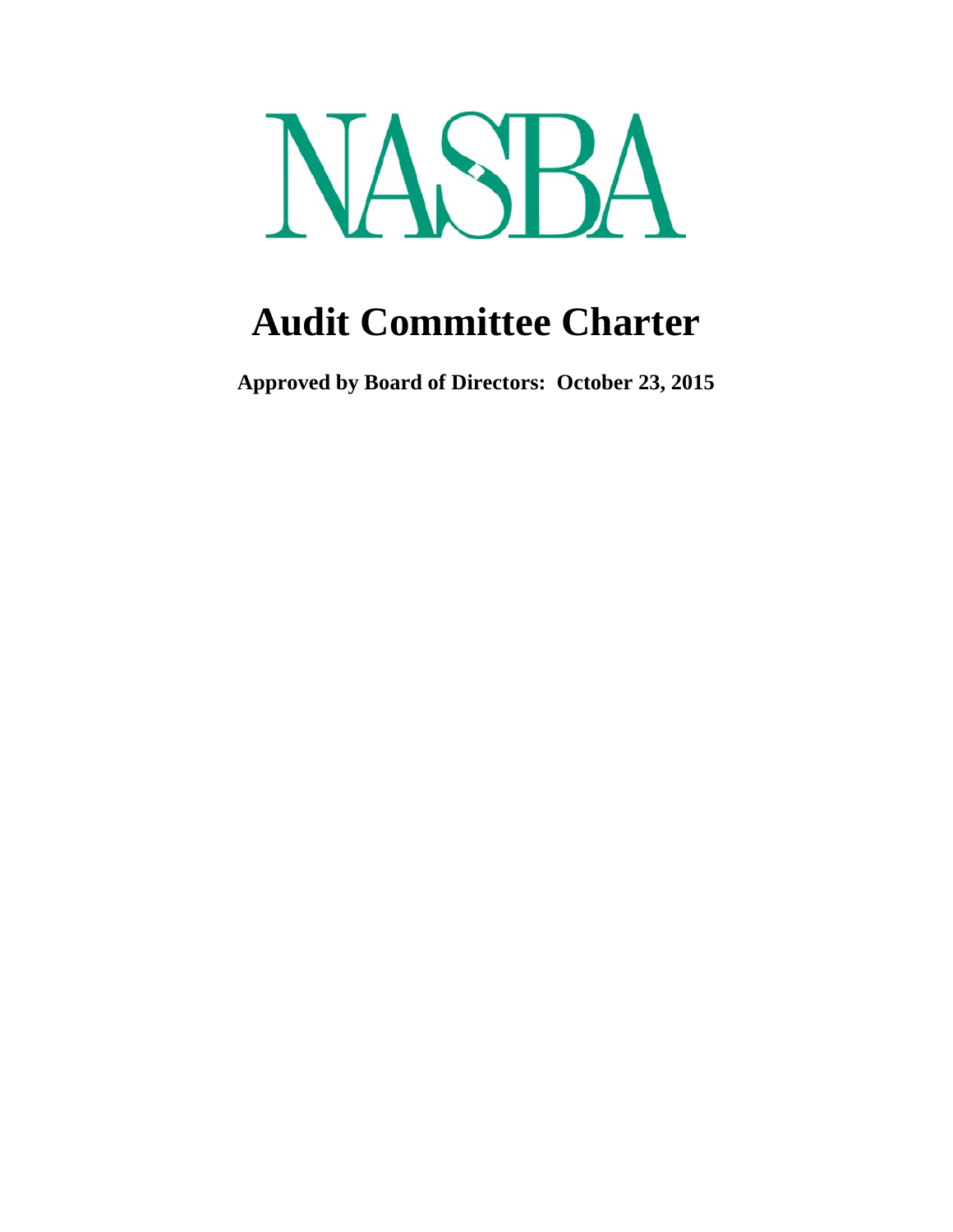# NASBA

# Audit Committee Charter

**Approved by Board of Directors: October 23, 2015**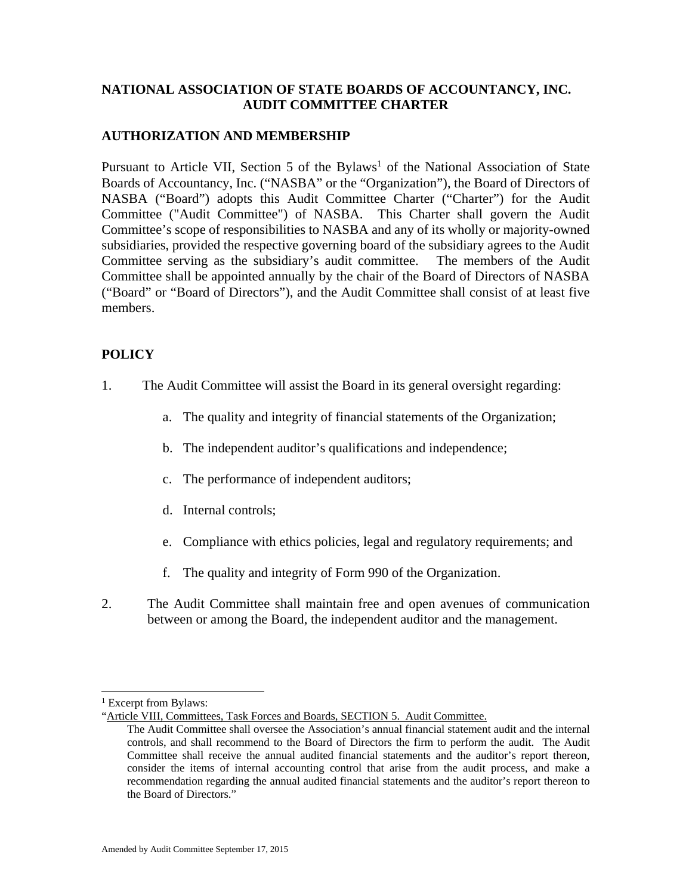**NATIONAL ASSOCIATION OF STATE BOARDS OF ACCOUNTANCY, INC.**
**AUDIT COMMITTEE CHARTER**

## AUTHORIZATION AND MEMBERSHIP

Pursuant to Article VII, Section 5 of the Bylaws[1] of the National Association of State Boards of Accountancy, Inc. ("NASBA" or the "Organization"), the Board of Directors of NASBA ("Board") adopts this Audit Committee Charter ("Charter") for the Audit Committee ("Audit Committee") of NASBA. This Charter shall govern the Audit Committee's scope of responsibilities to NASBA and any of its wholly or majority-owned subsidiaries, provided the respective governing board of the subsidiary agrees to the Audit Committee serving as the subsidiary's audit committee. The members of the Audit Committee shall be appointed annually by the chair of the Board of Directors of NASBA ("Board" or "Board of Directors"), and the Audit Committee shall consist of at least five members.

## POLICY

1. The Audit Committee will assist the Board in its general oversight regarding:

   a. The quality and integrity of financial statements of the Organization;

   b. The independent auditor's qualifications and independence;

   c. The performance of independent auditors;

   d. Internal controls;

   e. Compliance with ethics policies, legal and regulatory requirements; and

   f. The quality and integrity of Form 990 of the Organization.

2. The Audit Committee shall maintain free and open avenues of communication between or among the Board, the independent auditor and the management.

---

[1] Excerpt from Bylaws:

"Article VIII, Committees, Task Forces and Boards, SECTION 5. Audit Committee.

The Audit Committee shall oversee the Association's annual financial statement audit and the internal controls, and shall recommend to the Board of Directors the firm to perform the audit. The Audit Committee shall receive the annual audited financial statements and the auditor's report thereon, consider the items of internal accounting control that arise from the audit process, and make a recommendation regarding the annual audited financial statements and the auditor's report thereon to the Board of Directors."

Amended by Audit Committee September 17, 2015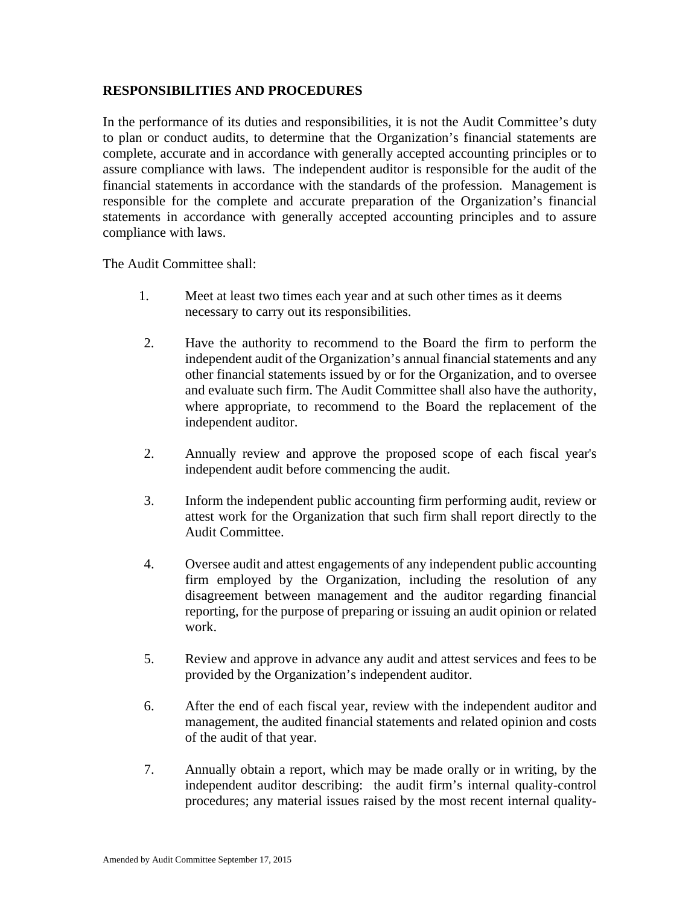**RESPONSIBILITIES AND PROCEDURES**

In the performance of its duties and responsibilities, it is not the Audit Committee's duty to plan or conduct audits, to determine that the Organization's financial statements are complete, accurate and in accordance with generally accepted accounting principles or to assure compliance with laws. The independent auditor is responsible for the audit of the financial statements in accordance with the standards of the profession. Management is responsible for the complete and accurate preparation of the Organization's financial statements in accordance with generally accepted accounting principles and to assure compliance with laws.

The Audit Committee shall:

1. Meet at least two times each year and at such other times as it deems necessary to carry out its responsibilities.

2. Have the authority to recommend to the Board the firm to perform the independent audit of the Organization's annual financial statements and any other financial statements issued by or for the Organization, and to oversee and evaluate such firm. The Audit Committee shall also have the authority, where appropriate, to recommend to the Board the replacement of the independent auditor.

2. Annually review and approve the proposed scope of each fiscal year's independent audit before commencing the audit.

3. Inform the independent public accounting firm performing audit, review or attest work for the Organization that such firm shall report directly to the Audit Committee.

4. Oversee audit and attest engagements of any independent public accounting firm employed by the Organization, including the resolution of any disagreement between management and the auditor regarding financial reporting, for the purpose of preparing or issuing an audit opinion or related work.

5. Review and approve in advance any audit and attest services and fees to be provided by the Organization's independent auditor.

6. After the end of each fiscal year, review with the independent auditor and management, the audited financial statements and related opinion and costs of the audit of that year.

7. Annually obtain a report, which may be made orally or in writing, by the independent auditor describing: the audit firm's internal quality-control procedures; any material issues raised by the most recent internal quality-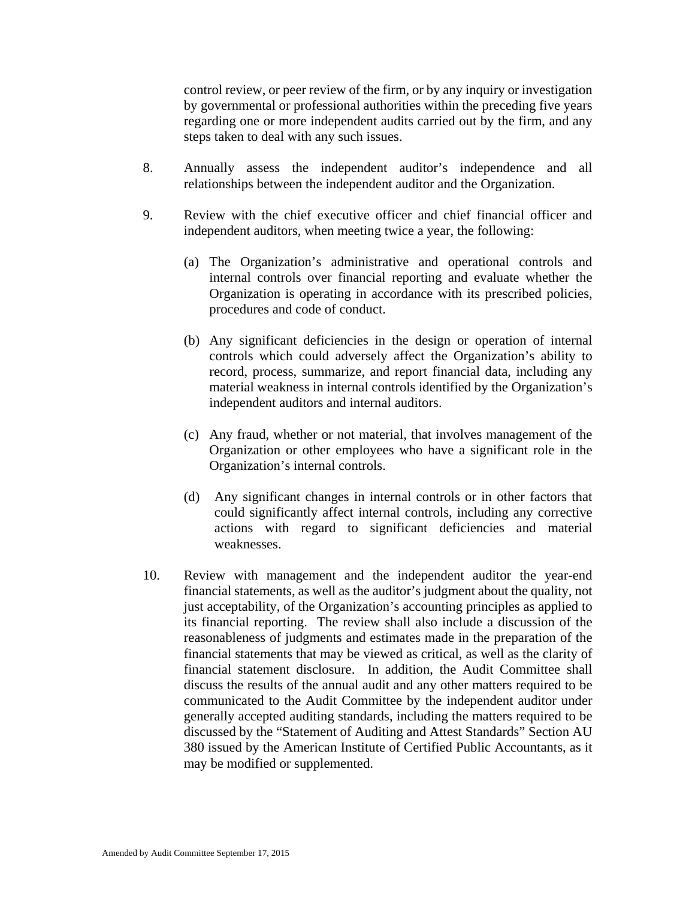control review, or peer review of the firm, or by any inquiry or investigation by governmental or professional authorities within the preceding five years regarding one or more independent audits carried out by the firm, and any steps taken to deal with any such issues.

8. Annually assess the independent auditor's independence and all relationships between the independent auditor and the Organization.

9. Review with the chief executive officer and chief financial officer and independent auditors, when meeting twice a year, the following:

   (a) The Organization's administrative and operational controls and internal controls over financial reporting and evaluate whether the Organization is operating in accordance with its prescribed policies, procedures and code of conduct.

   (b) Any significant deficiencies in the design or operation of internal controls which could adversely affect the Organization's ability to record, process, summarize, and report financial data, including any material weakness in internal controls identified by the Organization's independent auditors and internal auditors.

   (c) Any fraud, whether or not material, that involves management of the Organization or other employees who have a significant role in the Organization's internal controls.

   (d) Any significant changes in internal controls or in other factors that could significantly affect internal controls, including any corrective actions with regard to significant deficiencies and material weaknesses.

10. Review with management and the independent auditor the year-end financial statements, as well as the auditor's judgment about the quality, not just acceptability, of the Organization's accounting principles as applied to its financial reporting. The review shall also include a discussion of the reasonableness of judgments and estimates made in the preparation of the financial statements that may be viewed as critical, as well as the clarity of financial statement disclosure. In addition, the Audit Committee shall discuss the results of the annual audit and any other matters required to be communicated to the Audit Committee by the independent auditor under generally accepted auditing standards, including the matters required to be discussed by the "Statement of Auditing and Attest Standards" Section AU 380 issued by the American Institute of Certified Public Accountants, as it may be modified or supplemented.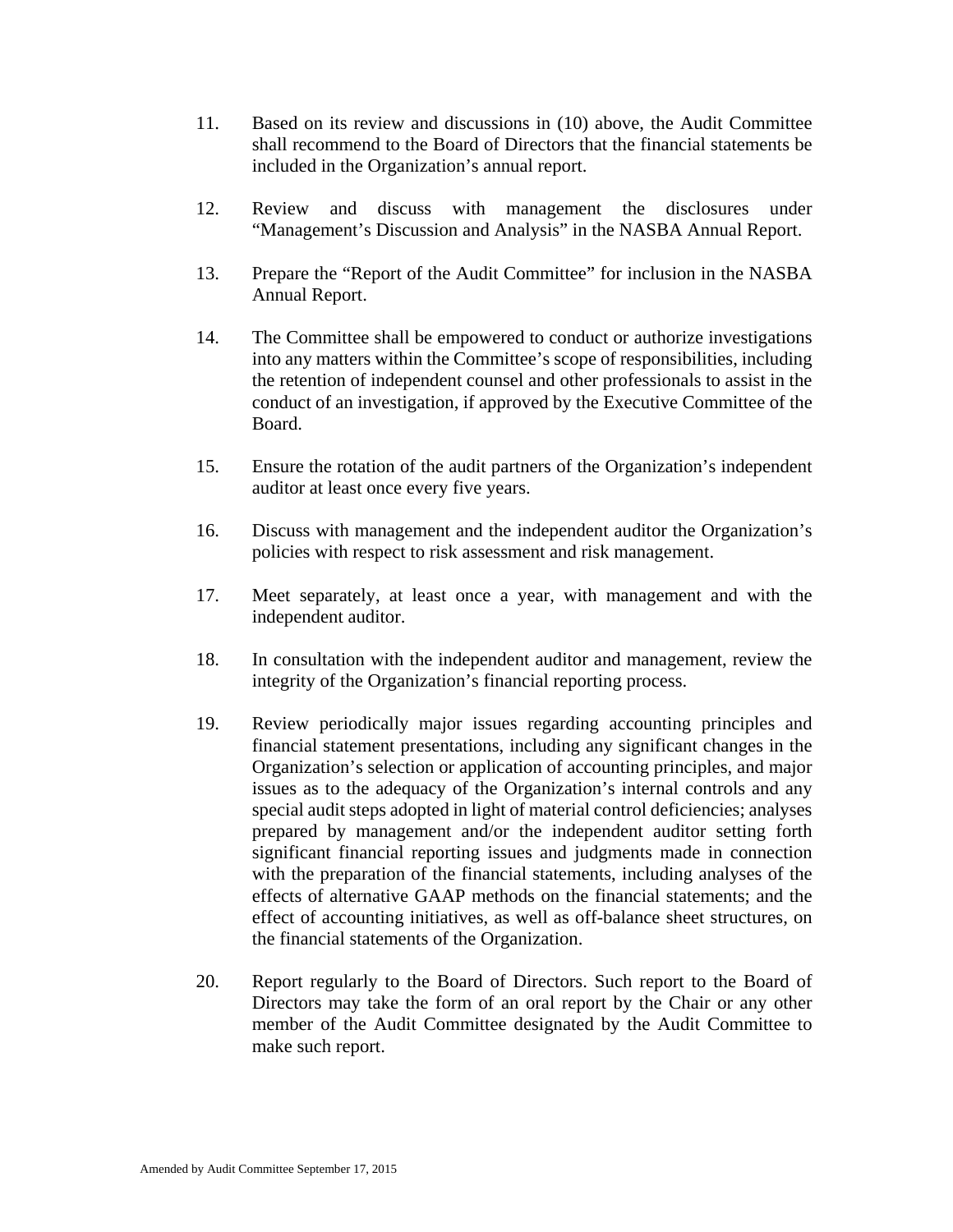11. Based on its review and discussions in (10) above, the Audit Committee shall recommend to the Board of Directors that the financial statements be included in the Organization's annual report.

12. Review and discuss with management the disclosures under "Management's Discussion and Analysis" in the NASBA Annual Report.

13. Prepare the "Report of the Audit Committee" for inclusion in the NASBA Annual Report.

14. The Committee shall be empowered to conduct or authorize investigations into any matters within the Committee's scope of responsibilities, including the retention of independent counsel and other professionals to assist in the conduct of an investigation, if approved by the Executive Committee of the Board.

15. Ensure the rotation of the audit partners of the Organization's independent auditor at least once every five years.

16. Discuss with management and the independent auditor the Organization's policies with respect to risk assessment and risk management.

17. Meet separately, at least once a year, with management and with the independent auditor.

18. In consultation with the independent auditor and management, review the integrity of the Organization's financial reporting process.

19. Review periodically major issues regarding accounting principles and financial statement presentations, including any significant changes in the Organization's selection or application of accounting principles, and major issues as to the adequacy of the Organization's internal controls and any special audit steps adopted in light of material control deficiencies; analyses prepared by management and/or the independent auditor setting forth significant financial reporting issues and judgments made in connection with the preparation of the financial statements, including analyses of the effects of alternative GAAP methods on the financial statements; and the effect of accounting initiatives, as well as off-balance sheet structures, on the financial statements of the Organization.

20. Report regularly to the Board of Directors. Such report to the Board of Directors may take the form of an oral report by the Chair or any other member of the Audit Committee designated by the Audit Committee to make such report.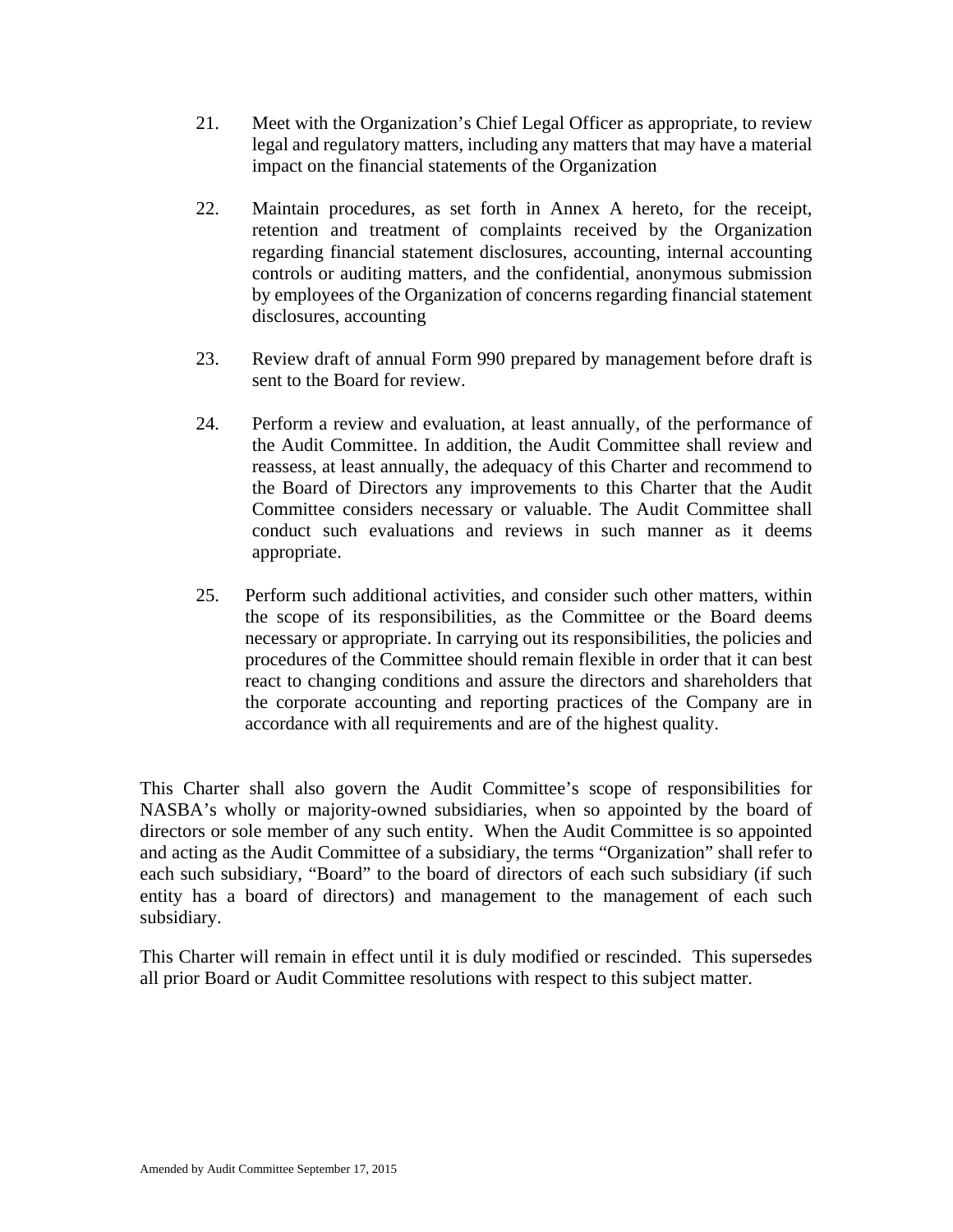21. Meet with the Organization's Chief Legal Officer as appropriate, to review legal and regulatory matters, including any matters that may have a material impact on the financial statements of the Organization

22. Maintain procedures, as set forth in Annex A hereto, for the receipt, retention and treatment of complaints received by the Organization regarding financial statement disclosures, accounting, internal accounting controls or auditing matters, and the confidential, anonymous submission by employees of the Organization of concerns regarding financial statement disclosures, accounting

23. Review draft of annual Form 990 prepared by management before draft is sent to the Board for review.

24. Perform a review and evaluation, at least annually, of the performance of the Audit Committee. In addition, the Audit Committee shall review and reassess, at least annually, the adequacy of this Charter and recommend to the Board of Directors any improvements to this Charter that the Audit Committee considers necessary or valuable. The Audit Committee shall conduct such evaluations and reviews in such manner as it deems appropriate.

25. Perform such additional activities, and consider such other matters, within the scope of its responsibilities, as the Committee or the Board deems necessary or appropriate. In carrying out its responsibilities, the policies and procedures of the Committee should remain flexible in order that it can best react to changing conditions and assure the directors and shareholders that the corporate accounting and reporting practices of the Company are in accordance with all requirements and are of the highest quality.

This Charter shall also govern the Audit Committee's scope of responsibilities for NASBA's wholly or majority-owned subsidiaries, when so appointed by the board of directors or sole member of any such entity. When the Audit Committee is so appointed and acting as the Audit Committee of a subsidiary, the terms "Organization" shall refer to each such subsidiary, "Board" to the board of directors of each such subsidiary (if such entity has a board of directors) and management to the management of each such subsidiary.

This Charter will remain in effect until it is duly modified or rescinded. This supersedes all prior Board or Audit Committee resolutions with respect to this subject matter.

Amended by Audit Committee September 17, 2015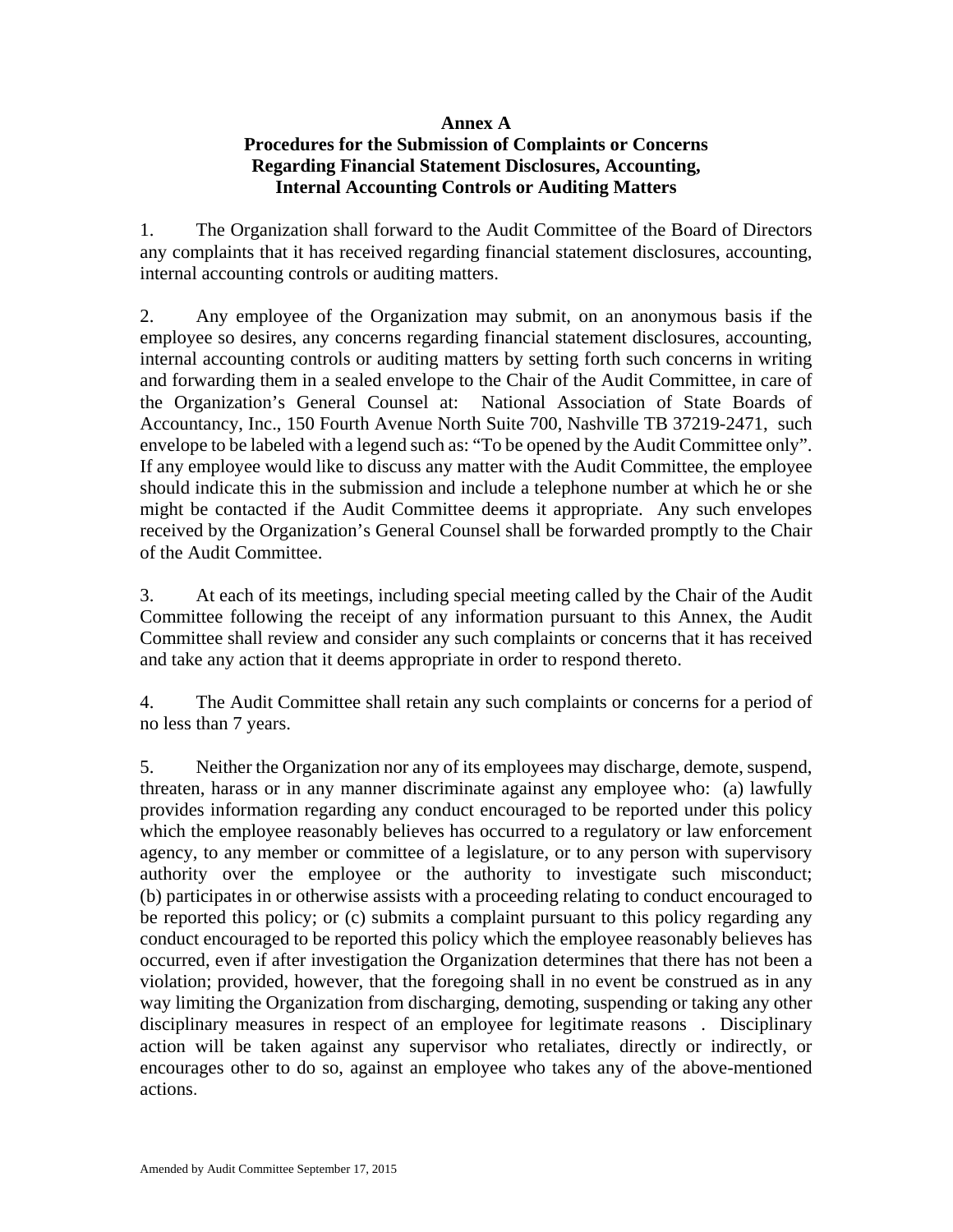**Annex A**
**Procedures for the Submission of Complaints or Concerns Regarding Financial Statement Disclosures, Accounting, Internal Accounting Controls or Auditing Matters**

1. The Organization shall forward to the Audit Committee of the Board of Directors any complaints that it has received regarding financial statement disclosures, accounting, internal accounting controls or auditing matters.

2. Any employee of the Organization may submit, on an anonymous basis if the employee so desires, any concerns regarding financial statement disclosures, accounting, internal accounting controls or auditing matters by setting forth such concerns in writing and forwarding them in a sealed envelope to the Chair of the Audit Committee, in care of the Organization's General Counsel at: National Association of State Boards of Accountancy, Inc., 150 Fourth Avenue North Suite 700, Nashville TB 37219-2471, such envelope to be labeled with a legend such as: "To be opened by the Audit Committee only". If any employee would like to discuss any matter with the Audit Committee, the employee should indicate this in the submission and include a telephone number at which he or she might be contacted if the Audit Committee deems it appropriate. Any such envelopes received by the Organization's General Counsel shall be forwarded promptly to the Chair of the Audit Committee.

3. At each of its meetings, including special meeting called by the Chair of the Audit Committee following the receipt of any information pursuant to this Annex, the Audit Committee shall review and consider any such complaints or concerns that it has received and take any action that it deems appropriate in order to respond thereto.

4. The Audit Committee shall retain any such complaints or concerns for a period of no less than 7 years.

5. Neither the Organization nor any of its employees may discharge, demote, suspend, threaten, harass or in any manner discriminate against any employee who: (a) lawfully provides information regarding any conduct encouraged to be reported under this policy which the employee reasonably believes has occurred to a regulatory or law enforcement agency, to any member or committee of a legislature, or to any person with supervisory authority over the employee or the authority to investigate such misconduct; (b) participates in or otherwise assists with a proceeding relating to conduct encouraged to be reported this policy; or (c) submits a complaint pursuant to this policy regarding any conduct encouraged to be reported this policy which the employee reasonably believes has occurred, even if after investigation the Organization determines that there has not been a violation; provided, however, that the foregoing shall in no event be construed as in any way limiting the Organization from discharging, demoting, suspending or taking any other disciplinary measures in respect of an employee for legitimate reasons . Disciplinary action will be taken against any supervisor who retaliates, directly or indirectly, or encourages other to do so, against an employee who takes any of the above-mentioned actions.

Amended by Audit Committee September 17, 2015